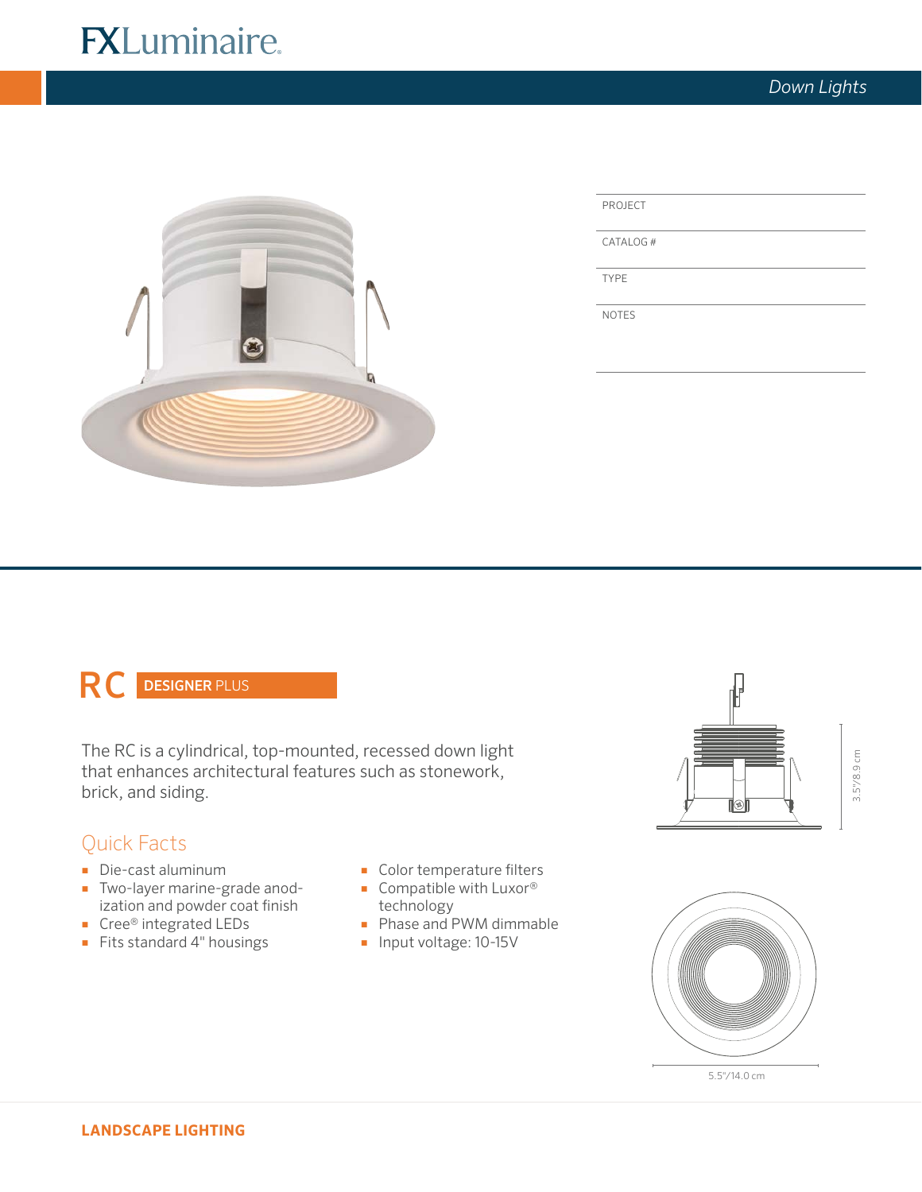# FXLuminaire

*Down Lights*

| PROJECT | |
|---|---|
| CATALOG # | |
| TYPE | |
| NOTES | |

## RC DESIGNER PLUS

The RC is a cylindrical, top-mounted, recessed down light that enhances architectural features such as stonework, brick, and siding.

### Quick Facts

- Die-cast aluminum
- Two-layer marine-grade anodization and powder coat finish
- Cree® integrated LEDs
- Fits standard 4" housings
- Color temperature filters
- Compatible with Luxor® technology
- Phase and PWM dimmable
- Input voltage: 10-15V

3.5"/8.9 cm

5.5"/14.0 cm

**LANDSCAPE LIGHTING**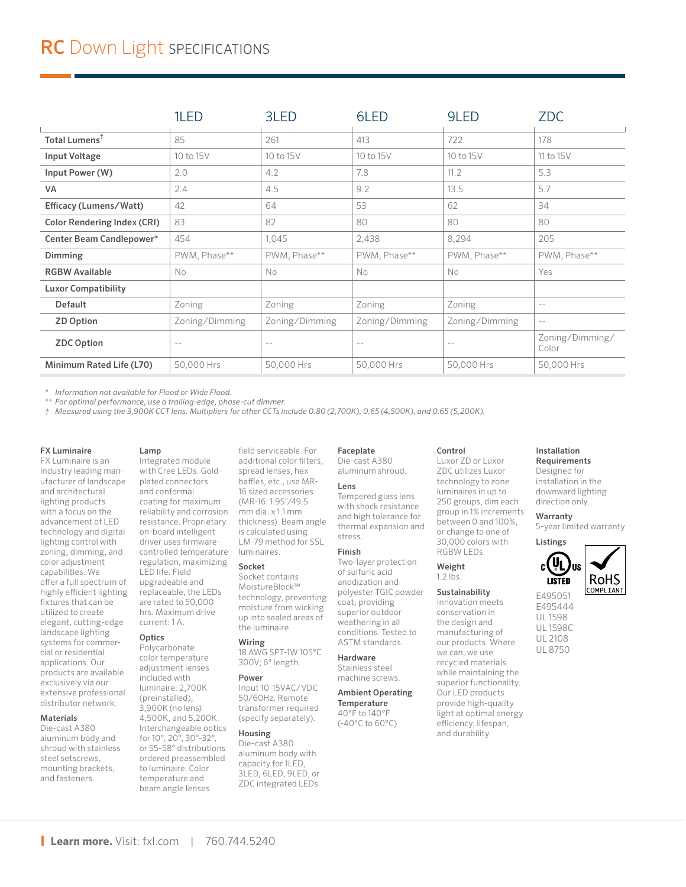# RC Down Light SPECIFICATIONS

| | 1LED | 3LED | 6LED | 9LED | ZDC |
|---|---|---|---|---|---|
| **Total Lumens†** | 85 | 261 | 413 | 722 | 178 |
| **Input Voltage** | 10 to 15V | 10 to 15V | 10 to 15V | 10 to 15V | 11 to 15V |
| **Input Power (W)** | 2.0 | 4.2 | 7.8 | 11.2 | 5.3 |
| **VA** | 2.4 | 4.5 | 9.2 | 13.5 | 5.7 |
| **Efficacy (Lumens/Watt)** | 42 | 64 | 53 | 62 | 34 |
| **Color Rendering Index (CRI)** | 83 | 82 | 80 | 80 | 80 |
| **Center Beam Candlepower*** | 454 | 1,045 | 2,438 | 8,294 | 205 |
| **Dimming** | PWM, Phase** | PWM, Phase** | PWM, Phase** | PWM, Phase** | PWM, Phase** |
| **RGBW Available** | No | No | No | No | Yes |
| **Luxor Compatibility** | | | | | |
| **Default** | Zoning | Zoning | Zoning | Zoning | -- |
| **ZD Option** | Zoning/Dimming | Zoning/Dimming | Zoning/Dimming | Zoning/Dimming | -- |
| **ZDC Option** | -- | -- | -- | -- | Zoning/Dimming/Color |
| **Minimum Rated Life (L70)** | 50,000 Hrs | 50,000 Hrs | 50,000 Hrs | 50,000 Hrs | 50,000 Hrs |

*Information not available for Flood or Wide Flood.*
** *For optimal performance, use a trailing-edge, phase-cut dimmer.*
† *Measured using the 3,900K CCT lens. Multipliers for other CCTs include 0.80 (2,700K), 0.65 (4,500K), and 0.65 (5,200K).*

**FX Luminaire**
FX Luminaire is an industry leading manufacturer of landscape and architectural lighting products with a focus on the advancement of LED technology and digital lighting control with zoning, dimming, and color adjustment capabilities. We offer a full spectrum of highly efficient lighting fixtures that can be utilized to create elegant, cutting-edge landscape lighting systems for commercial or residential applications. Our products are available exclusively via our extensive professional distributor network.

**Materials**
Die-cast A380 aluminum body and shroud with stainless steel setscrews, mounting brackets, and fasteners.

**Lamp**
Integrated module with Cree LEDs. Gold-plated connectors and conformal coating for maximum reliability and corrosion resistance. Proprietary on-board intelligent driver uses firmware-controlled temperature regulation, maximizing LED life. Field upgradeable and replaceable, the LEDs are rated to 50,000 hrs. Maximum drive current: 1 A.

**Optics**
Polycarbonate color temperature adjustment lenses included with luminaire: 2,700K (preinstalled), 3,900K (no lens) 4,500K, and 5,200K. Interchangeable optics for 10°, 20°, 30°-32°, or 55-58° distributions ordered preassembled to luminaire. Color temperature and beam angle lenses field serviceable. For additional color filters, spread lenses, hex baffles, etc., use MR-16 sized accessories (MR-16: 1.95"/49.5 mm dia. x 1.1 mm thickness). Beam angle is calculated using LM-79 method for SSL luminaires.

**Socket**
Socket contains MoistureBlock™ technology, preventing moisture from wicking up into sealed areas of the luminaire.

**Wiring**
18 AWG SPT-1W 105°C 300V; 6" length.

**Power**
Input 10-15VAC/VDC 50/60Hz. Remote transformer required (specify separately).

**Housing**
Die-cast A380 aluminum body with capacity for 1LED, 3LED, 6LED, 9LED, or ZDC integrated LEDs.

**Faceplate**
Die-cast A380 aluminum shroud.

**Lens**
Tempered glass lens with shock resistance and high tolerance for thermal expansion and stress.

**Finish**
Two-layer protection of sulfuric acid anodization and polyester TGIC powder coat, providing superior outdoor weathering in all conditions. Tested to ASTM standards.

**Hardware**
Stainless steel machine screws.

**Ambient Operating Temperature**
40°F to 140°F (-40°C to 60°C)

**Control**
Luxor ZD or Luxor ZDC utilizes Luxor technology to zone luminaires in up to 250 groups, dim each group in 1% increments between 0 and 100%, or change to one of 30,000 colors with RGBW LEDs.

**Weight**
1.2 lbs.

**Sustainability**
Innovation meets conservation in the design and manufacturing of our products. Where we can, we use recycled materials while maintaining the superior functionality. Our LED products provide high-quality light at optimal energy efficiency, lifespan, and durability.

**Installation Requirements**
Designed for installation in the downward lighting direction only.

**Warranty**
5-year limited warranty

**Listings**
c UL us LISTED — RoHS COMPLIANT

E495051
E495444
UL 1598
UL 1598C
UL 2108
UL 8750

**Learn more.** Visit: fxl.com | 760.744.5240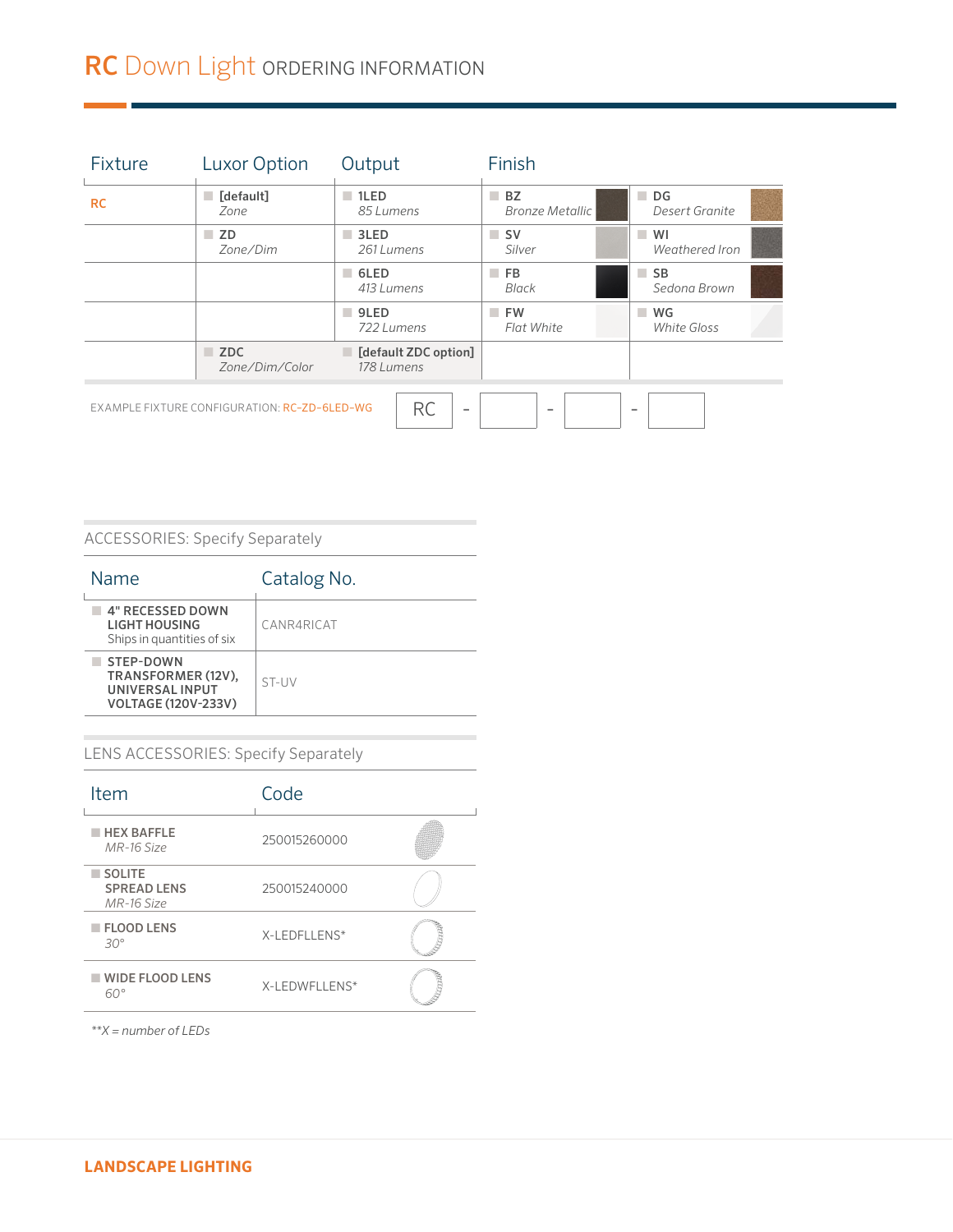# RC Down Light ORDERING INFORMATION

| Fixture | Luxor Option | Output | Finish | |
|---|---|---|---|---|
| RC | **[default]** *Zone* | **1LED** *85 Lumens* | **BZ** *Bronze Metallic* | **DG** *Desert Granite* |
| | **ZD** *Zone/Dim* | **3LED** *261 Lumens* | **SV** *Silver* | **WI** *Weathered Iron* |
| | | **6LED** *413 Lumens* | **FB** *Black* | **SB** *Sedona Brown* |
| | | **9LED** *722 Lumens* | **FW** *Flat White* | **WG** *White Gloss* |
| | **ZDC** *Zone/Dim/Color* | **[default ZDC option]** *178 Lumens* | | |

EXAMPLE FIXTURE CONFIGURATION: RC-ZD-6LED-WG

RC - [ ] - [ ] - [ ]

## ACCESSORIES: Specify Separately

| Name | Catalog No. |
|---|---|
| **4" RECESSED DOWN LIGHT HOUSING** Ships in quantities of six | CANR4RICAT |
| **STEP-DOWN TRANSFORMER (12V), UNIVERSAL INPUT VOLTAGE (120V-233V)** | ST-UV |

## LENS ACCESSORIES: Specify Separately

| Item | Code |
|---|---|
| **HEX BAFFLE** *MR-16 Size* | 250015260000 |
| **SOLITE SPREAD LENS** *MR-16 Size* | 250015240000 |
| **FLOOD LENS** *30°* | X-LEDFLLENS* |
| **WIDE FLOOD LENS** *60°* | X-LEDWFLLENS* |

*\**X = number of LEDs*

**LANDSCAPE LIGHTING**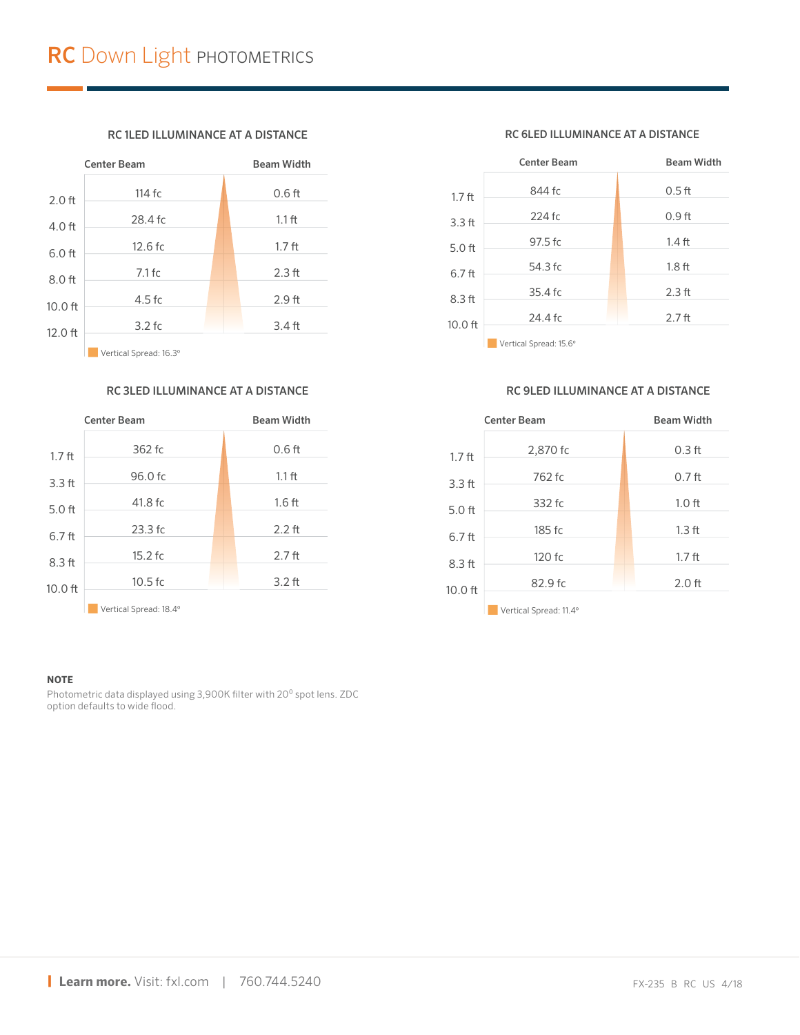# RC Down Light PHOTOMETRICS

### RC 1LED ILLUMINANCE AT A DISTANCE

| Distance | Center Beam | Beam Width |
|---|---|---|
| 2.0 ft | 114 fc | 0.6 ft |
| 4.0 ft | 28.4 fc | 1.1 ft |
| 6.0 ft | 12.6 fc | 1.7 ft |
| 8.0 ft | 7.1 fc | 2.3 ft |
| 10.0 ft | 4.5 fc | 2.9 ft |
| 12.0 ft | 3.2 fc | 3.4 ft |

Vertical Spread: 16.3°

### RC 6LED ILLUMINANCE AT A DISTANCE

| Distance | Center Beam | Beam Width |
|---|---|---|
| 1.7 ft | 844 fc | 0.5 ft |
| 3.3 ft | 224 fc | 0.9 ft |
| 5.0 ft | 97.5 fc | 1.4 ft |
| 6.7 ft | 54.3 fc | 1.8 ft |
| 8.3 ft | 35.4 fc | 2.3 ft |
| 10.0 ft | 24.4 fc | 2.7 ft |

Vertical Spread: 15.6°

### RC 3LED ILLUMINANCE AT A DISTANCE

| Distance | Center Beam | Beam Width |
|---|---|---|
| 1.7 ft | 362 fc | 0.6 ft |
| 3.3 ft | 96.0 fc | 1.1 ft |
| 5.0 ft | 41.8 fc | 1.6 ft |
| 6.7 ft | 23.3 fc | 2.2 ft |
| 8.3 ft | 15.2 fc | 2.7 ft |
| 10.0 ft | 10.5 fc | 3.2 ft |

Vertical Spread: 18.4°

### RC 9LED ILLUMINANCE AT A DISTANCE

| Distance | Center Beam | Beam Width |
|---|---|---|
| 1.7 ft | 2,870 fc | 0.3 ft |
| 3.3 ft | 762 fc | 0.7 ft |
| 5.0 ft | 332 fc | 1.0 ft |
| 6.7 ft | 185 fc | 1.3 ft |
| 8.3 ft | 120 fc | 1.7 ft |
| 10.0 ft | 82.9 fc | 2.0 ft |

Vertical Spread: 11.4°

**NOTE**

Photometric data displayed using 3,900K filter with 20° spot lens. ZDC option defaults to wide flood.

**Learn more.** Visit: fxl.com | 760.744.5240

FX-235 B RC US 4/18